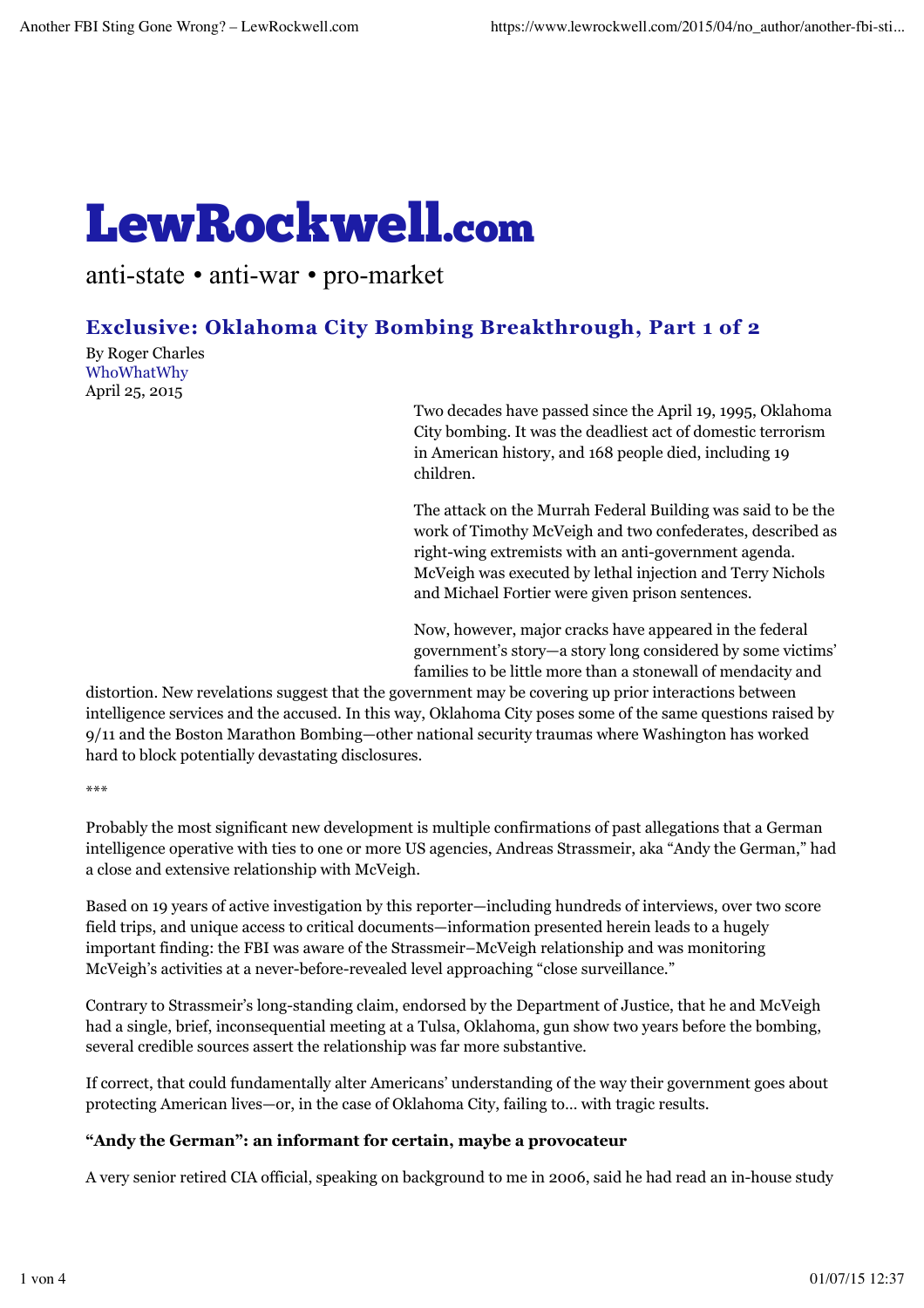# LewRockwell.com

anti-state • anti-war • pro-market

## Exclusive: Oklahoma City Bombing Breakthrough, Part 1 of 2

By Roger Charles
WhoWhatWhy
April 25, 2015

Two decades have passed since the April 19, 1995, Oklahoma City bombing. It was the deadliest act of domestic terrorism in American history, and 168 people died, including 19 children.

The attack on the Murrah Federal Building was said to be the work of Timothy McVeigh and two confederates, described as right-wing extremists with an anti-government agenda. McVeigh was executed by lethal injection and Terry Nichols and Michael Fortier were given prison sentences.

Now, however, major cracks have appeared in the federal government's story—a story long considered by some victims' families to be little more than a stonewall of mendacity and distortion. New revelations suggest that the government may be covering up prior interactions between intelligence services and the accused. In this way, Oklahoma City poses some of the same questions raised by 9/11 and the Boston Marathon Bombing—other national security traumas where Washington has worked hard to block potentially devastating disclosures.

***

Probably the most significant new development is multiple confirmations of past allegations that a German intelligence operative with ties to one or more US agencies, Andreas Strassmeir, aka "Andy the German," had a close and extensive relationship with McVeigh.

Based on 19 years of active investigation by this reporter—including hundreds of interviews, over two score field trips, and unique access to critical documents—information presented herein leads to a hugely important finding: the FBI was aware of the Strassmeir–McVeigh relationship and was monitoring McVeigh's activities at a never-before-revealed level approaching "close surveillance."

Contrary to Strassmeir's long-standing claim, endorsed by the Department of Justice, that he and McVeigh had a single, brief, inconsequential meeting at a Tulsa, Oklahoma, gun show two years before the bombing, several credible sources assert the relationship was far more substantive.

If correct, that could fundamentally alter Americans' understanding of the way their government goes about protecting American lives—or, in the case of Oklahoma City, failing to… with tragic results.

**"Andy the German": an informant for certain, maybe a provocateur**

A very senior retired CIA official, speaking on background to me in 2006, said he had read an in-house study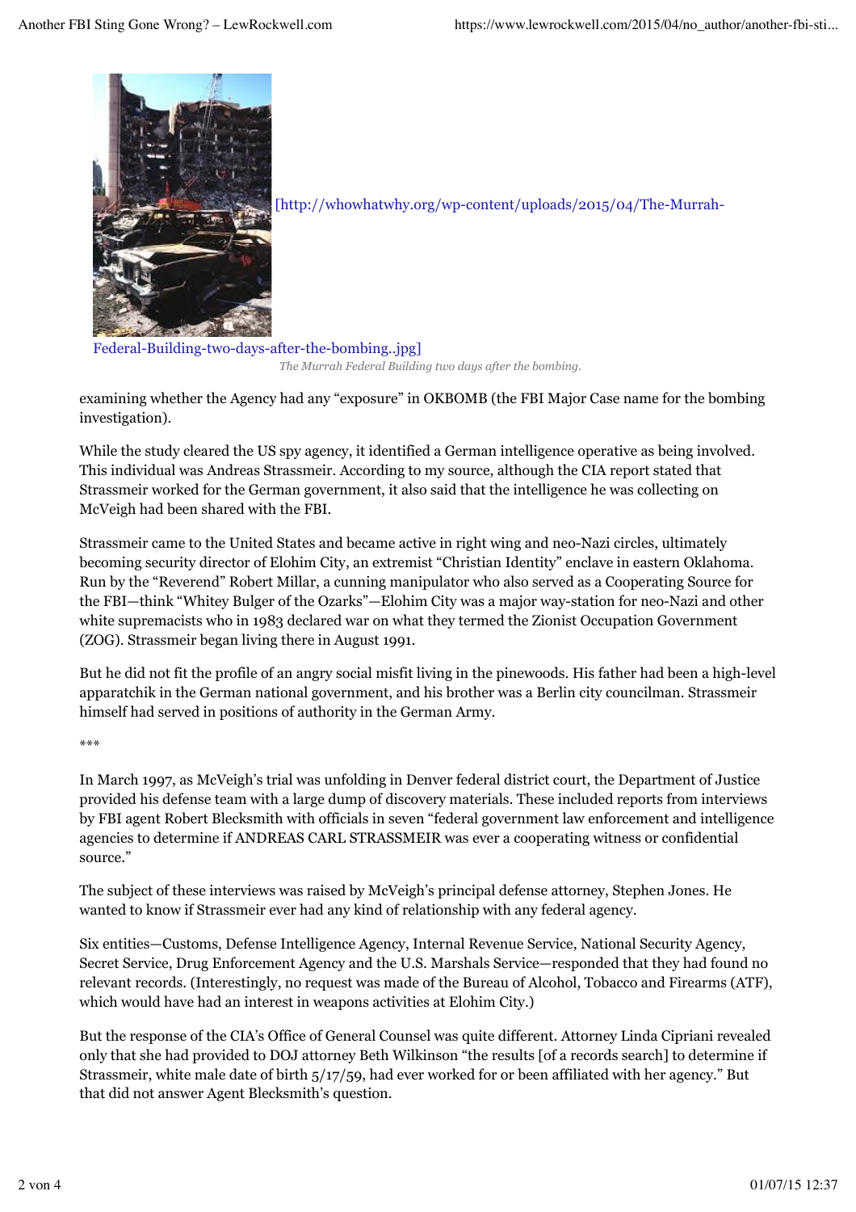[http://whowhatwhy.org/wp-content/uploads/2015/04/The-Murrah-Federal-Building-two-days-after-the-bombing..jpg]

*The Murrah Federal Building two days after the bombing.*

examining whether the Agency had any "exposure" in OKBOMB (the FBI Major Case name for the bombing investigation).

While the study cleared the US spy agency, it identified a German intelligence operative as being involved. This individual was Andreas Strassmeir. According to my source, although the CIA report stated that Strassmeir worked for the German government, it also said that the intelligence he was collecting on McVeigh had been shared with the FBI.

Strassmeir came to the United States and became active in right wing and neo-Nazi circles, ultimately becoming security director of Elohim City, an extremist "Christian Identity" enclave in eastern Oklahoma. Run by the "Reverend" Robert Millar, a cunning manipulator who also served as a Cooperating Source for the FBI—think "Whitey Bulger of the Ozarks"—Elohim City was a major way-station for neo-Nazi and other white supremacists who in 1983 declared war on what they termed the Zionist Occupation Government (ZOG). Strassmeir began living there in August 1991.

But he did not fit the profile of an angry social misfit living in the pinewoods. His father had been a high-level apparatchik in the German national government, and his brother was a Berlin city councilman. Strassmeir himself had served in positions of authority in the German Army.

***

In March 1997, as McVeigh's trial was unfolding in Denver federal district court, the Department of Justice provided his defense team with a large dump of discovery materials. These included reports from interviews by FBI agent Robert Blecksmith with officials in seven "federal government law enforcement and intelligence agencies to determine if ANDREAS CARL STRASSMEIR was ever a cooperating witness or confidential source."

The subject of these interviews was raised by McVeigh's principal defense attorney, Stephen Jones. He wanted to know if Strassmeir ever had any kind of relationship with any federal agency.

Six entities—Customs, Defense Intelligence Agency, Internal Revenue Service, National Security Agency, Secret Service, Drug Enforcement Agency and the U.S. Marshals Service—responded that they had found no relevant records. (Interestingly, no request was made of the Bureau of Alcohol, Tobacco and Firearms (ATF), which would have had an interest in weapons activities at Elohim City.)

But the response of the CIA's Office of General Counsel was quite different. Attorney Linda Cipriani revealed only that she had provided to DOJ attorney Beth Wilkinson "the results [of a records search] to determine if Strassmeir, white male date of birth 5/17/59, had ever worked for or been affiliated with her agency." But that did not answer Agent Blecksmith's question.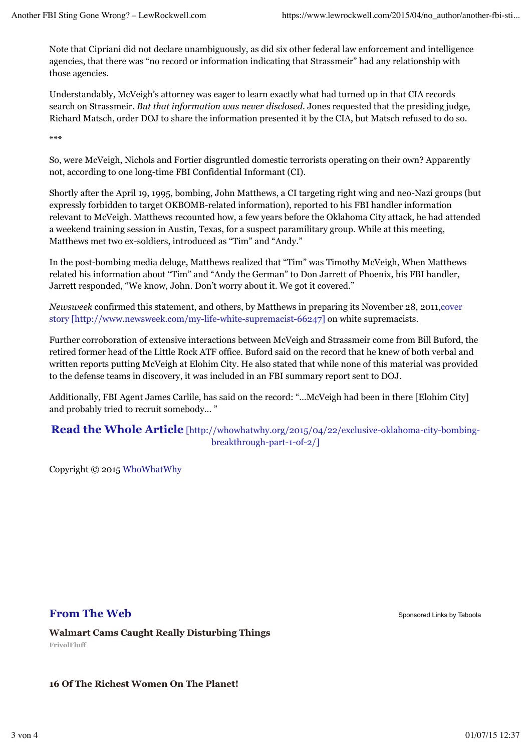Note that Cipriani did not declare unambiguously, as did six other federal law enforcement and intelligence agencies, that there was "no record or information indicating that Strassmeir" had any relationship with those agencies.

Understandably, McVeigh's attorney was eager to learn exactly what had turned up in that CIA records search on Strassmeir. *But that information was never disclosed.* Jones requested that the presiding judge, Richard Matsch, order DOJ to share the information presented it by the CIA, but Matsch refused to do so.

***

So, were McVeigh, Nichols and Fortier disgruntled domestic terrorists operating on their own? Apparently not, according to one long-time FBI Confidential Informant (CI).

Shortly after the April 19, 1995, bombing, John Matthews, a CI targeting right wing and neo-Nazi groups (but expressly forbidden to target OKBOMB-related information), reported to his FBI handler information relevant to McVeigh. Matthews recounted how, a few years before the Oklahoma City attack, he had attended a weekend training session in Austin, Texas, for a suspect paramilitary group. While at this meeting, Matthews met two ex-soldiers, introduced as "Tim" and "Andy."

In the post-bombing media deluge, Matthews realized that "Tim" was Timothy McVeigh, When Matthews related his information about "Tim" and "Andy the German" to Don Jarrett of Phoenix, his FBI handler, Jarrett responded, "We know, John. Don't worry about it. We got it covered."

*Newsweek* confirmed this statement, and others, by Matthews in preparing its November 28, 2011,cover story [http://www.newsweek.com/my-life-white-supremacist-66247] on white supremacists.

Further corroboration of extensive interactions between McVeigh and Strassmeir come from Bill Buford, the retired former head of the Little Rock ATF office. Buford said on the record that he knew of both verbal and written reports putting McVeigh at Elohim City. He also stated that while none of this material was provided to the defense teams in discovery, it was included in an FBI summary report sent to DOJ.

Additionally, FBI Agent James Carlile, has said on the record: "…McVeigh had been in there [Elohim City] and probably tried to recruit somebody… "

**Read the Whole Article** [http://whowhatwhy.org/2015/04/22/exclusive-oklahoma-city-bombing-breakthrough-part-1-of-2/]

Copyright © 2015 WhoWhatWhy

## From The Web

Sponsored Links by Taboola

**Walmart Cams Caught Really Disturbing Things**
FrivolFluff

**16 Of The Richest Women On The Planet!**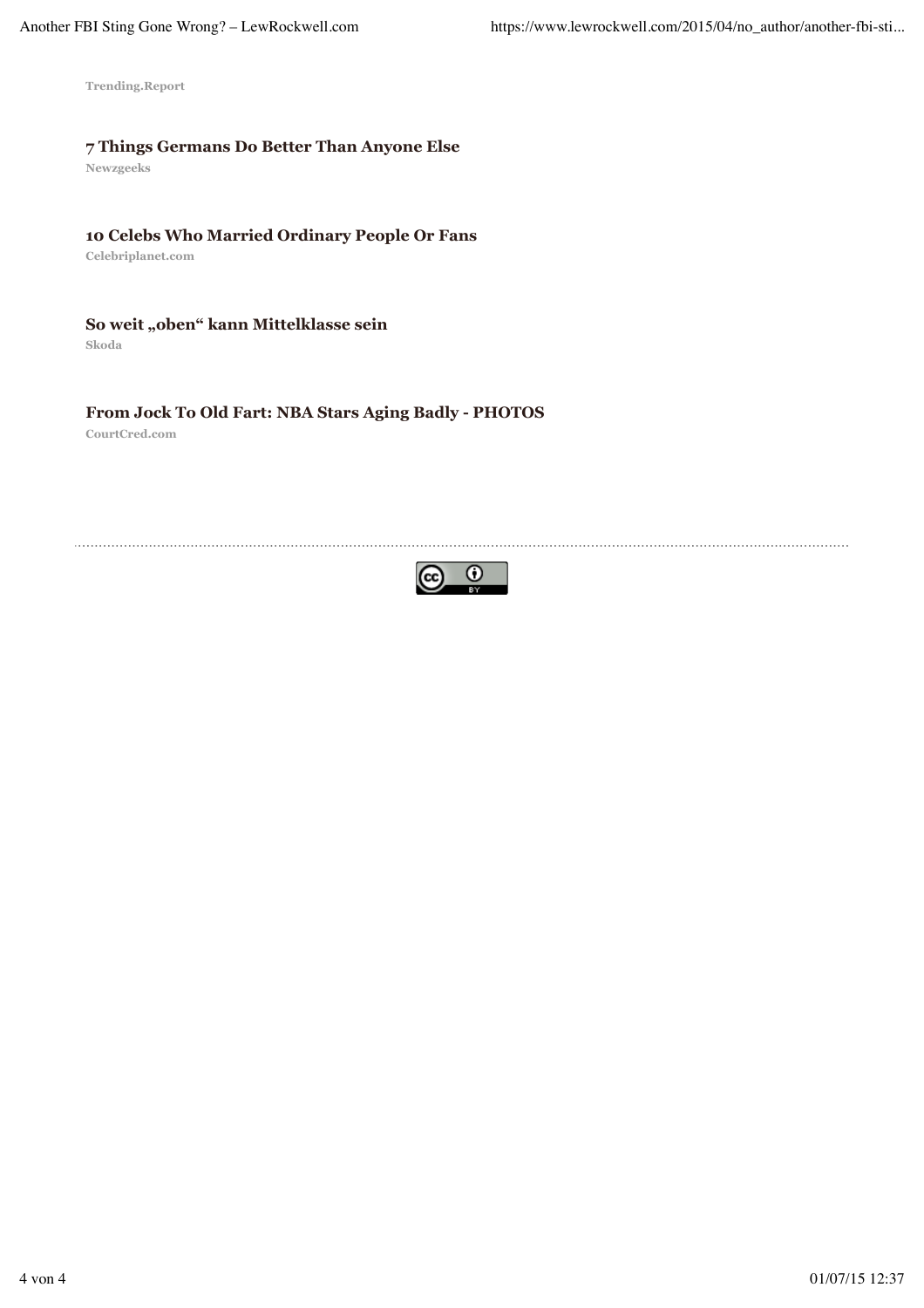Trending.Report

**7 Things Germans Do Better Than Anyone Else**
Newzgeeks

**10 Celebs Who Married Ordinary People Or Fans**
Celebriplanet.com

**So weit „oben“ kann Mittelklasse sein**
Skoda

**From Jock To Old Fart: NBA Stars Aging Badly - PHOTOS**
CourtCred.com